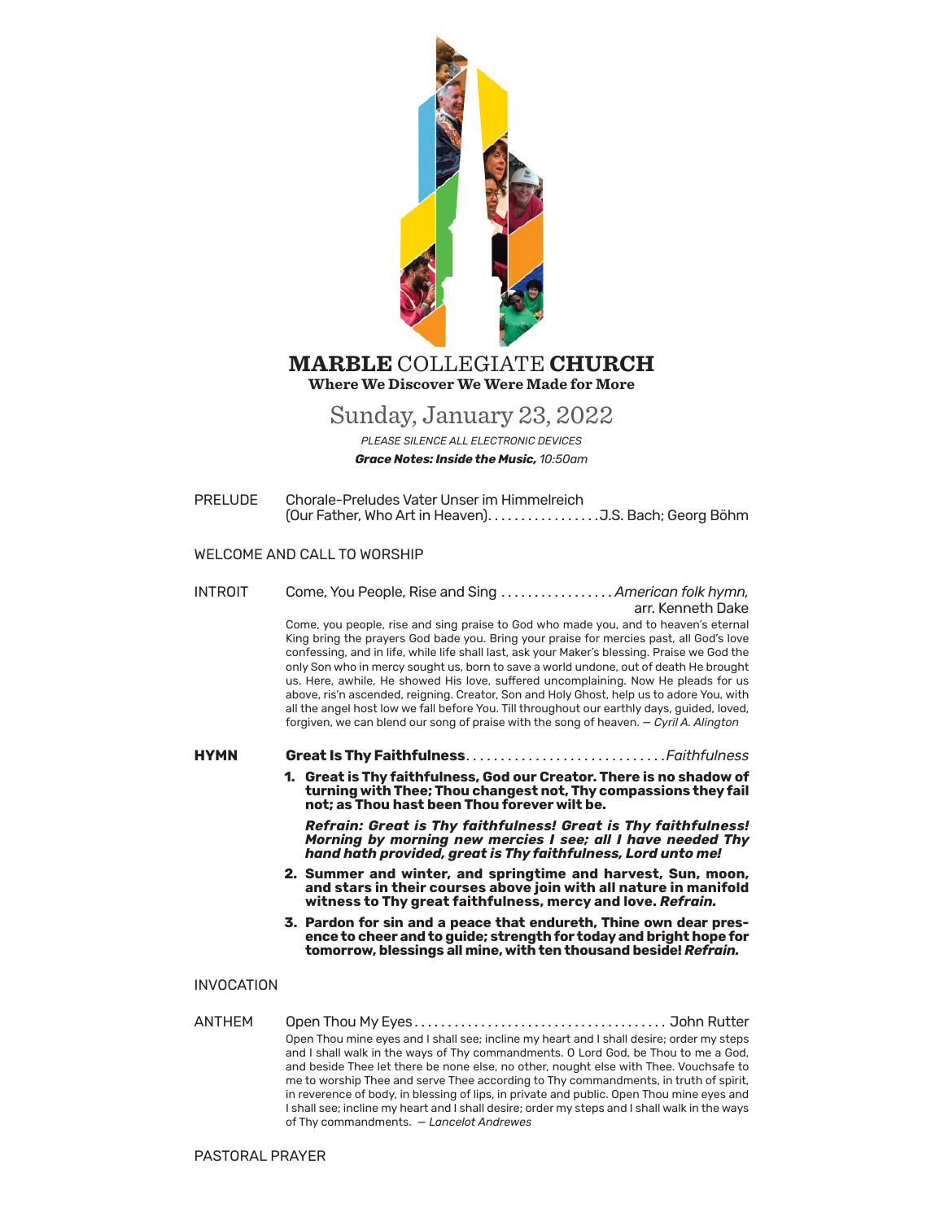# **MARBLE** COLLEGIATE **CHURCH**

**Where We Discover We Were Made for More**

## Sunday, January 23, 2022

*PLEASE SILENCE ALL ELECTRONIC DEVICES*

***Grace Notes: Inside the Music,*** *10:50am*

PRELUDE Chorale-Preludes Vater Unser im Himmelreich (Our Father, Who Art in Heaven)................J.S. Bach; Georg Böhm

WELCOME AND CALL TO WORSHIP

INTROIT Come, You People, Rise and Sing ................. *American folk hymn,* arr. Kenneth Dake

Come, you people, rise and sing praise to God who made you, and to heaven's eternal King bring the prayers God bade you. Bring your praise for mercies past, all God's love confessing, and in life, while life shall last, ask your Maker's blessing. Praise we God the only Son who in mercy sought us, born to save a world undone, out of death He brought us. Here, awhile, He showed His love, suffered uncomplaining. Now He pleads for us above, ris'n ascended, reigning. Creator, Son and Holy Ghost, help us to adore You, with all the angel host low we fall before You. Till throughout our earthly days, guided, loved, forgiven, we can blend our song of praise with the song of heaven. — *Cyril A. Alington*

**HYMN** **Great Is Thy Faithfulness**............................*Faithfulness*

**1. Great is Thy faithfulness, God our Creator. There is no shadow of turning with Thee; Thou changest not, Thy compassions they fail not; as Thou hast been Thou forever wilt be.**

***Refrain: Great is Thy faithfulness! Great is Thy faithfulness! Morning by morning new mercies I see; all I have needed Thy hand hath provided, great is Thy faithfulness, Lord unto me!***

**2. Summer and winter, and springtime and harvest, Sun, moon, and stars in their courses above join with all nature in manifold witness to Thy great faithfulness, mercy and love. *Refrain.***

**3. Pardon for sin and a peace that endureth, Thine own dear presence to cheer and to guide; strength for today and bright hope for tomorrow, blessings all mine, with ten thousand beside! *Refrain.***

INVOCATION

ANTHEM Open Thou My Eyes..................................... John Rutter

Open Thou mine eyes and I shall see; incline my heart and I shall desire; order my steps and I shall walk in the ways of Thy commandments. O Lord God, be Thou to me a God, and beside Thee let there be none else, no other, nought else with Thee. Vouchsafe to me to worship Thee and serve Thee according to Thy commandments, in truth of spirit, in reverence of body, in blessing of lips, in private and public. Open Thou mine eyes and I shall see; incline my heart and I shall desire; order my steps and I shall walk in the ways of Thy commandments. — *Lancelot Andrewes*

PASTORAL PRAYER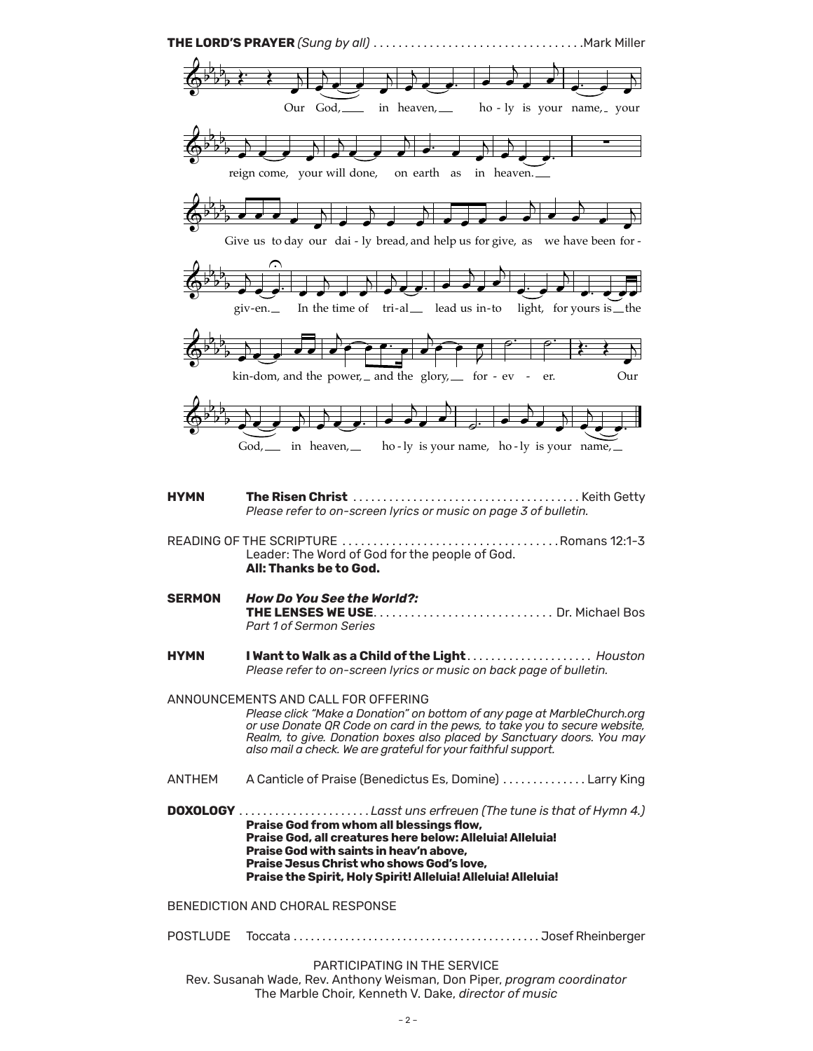**THE LORD'S PRAYER** *(Sung by all)* .................................Mark Miller

Our God, in heaven, ho - ly is your name, your reign come, your will done, on earth as in heaven.

Give us today our dai - ly bread, and help us forgive, as we have been for - giv-en. In the time of tri-al lead us in-to light, for yours is the kin-dom, and the power, and the glory, for - ev - er. Our God, in heaven, ho - ly is your name, ho - ly is your name,

**HYMN** **The Risen Christ** ..................................... Keith Getty
*Please refer to on-screen lyrics or music on page 3 of bulletin.*

READING OF THE SCRIPTURE .................................. Romans 12:1-3
Leader: The Word of God for the people of God.
**All: Thanks be to God.**

**SERMON** ***How Do You See the World?:***
**THE LENSES WE USE**............................. Dr. Michael Bos
*Part 1 of Sermon Series*

**HYMN** **I Want to Walk as a Child of the Light**..................... *Houston*
*Please refer to on-screen lyrics or music on back page of bulletin.*

ANNOUNCEMENTS AND CALL FOR OFFERING
*Please click "Make a Donation" on bottom of any page at MarbleChurch.org or use Donate QR Code on card in the pews, to take you to secure website, Realm, to give. Donation boxes also placed by Sanctuary doors. You may also mail a check. We are grateful for your faithful support.*

ANTHEM A Canticle of Praise (Benedictus Es, Domine) .............. Larry King

**DOXOLOGY** ...................... *Lasst uns erfreuen (The tune is that of Hymn 4.)*
**Praise God from whom all blessings flow,**
**Praise God, all creatures here below: Alleluia! Alleluia!**
**Praise God with saints in heav'n above,**
**Praise Jesus Christ who shows God's love,**
**Praise the Spirit, Holy Spirit! Alleluia! Alleluia! Alleluia!**

BENEDICTION AND CHORAL RESPONSE

POSTLUDE Toccata .......................................... Josef Rheinberger

PARTICIPATING IN THE SERVICE
Rev. Susanah Wade, Rev. Anthony Weisman, Don Piper, *program coordinator*
The Marble Choir, Kenneth V. Dake, *director of music*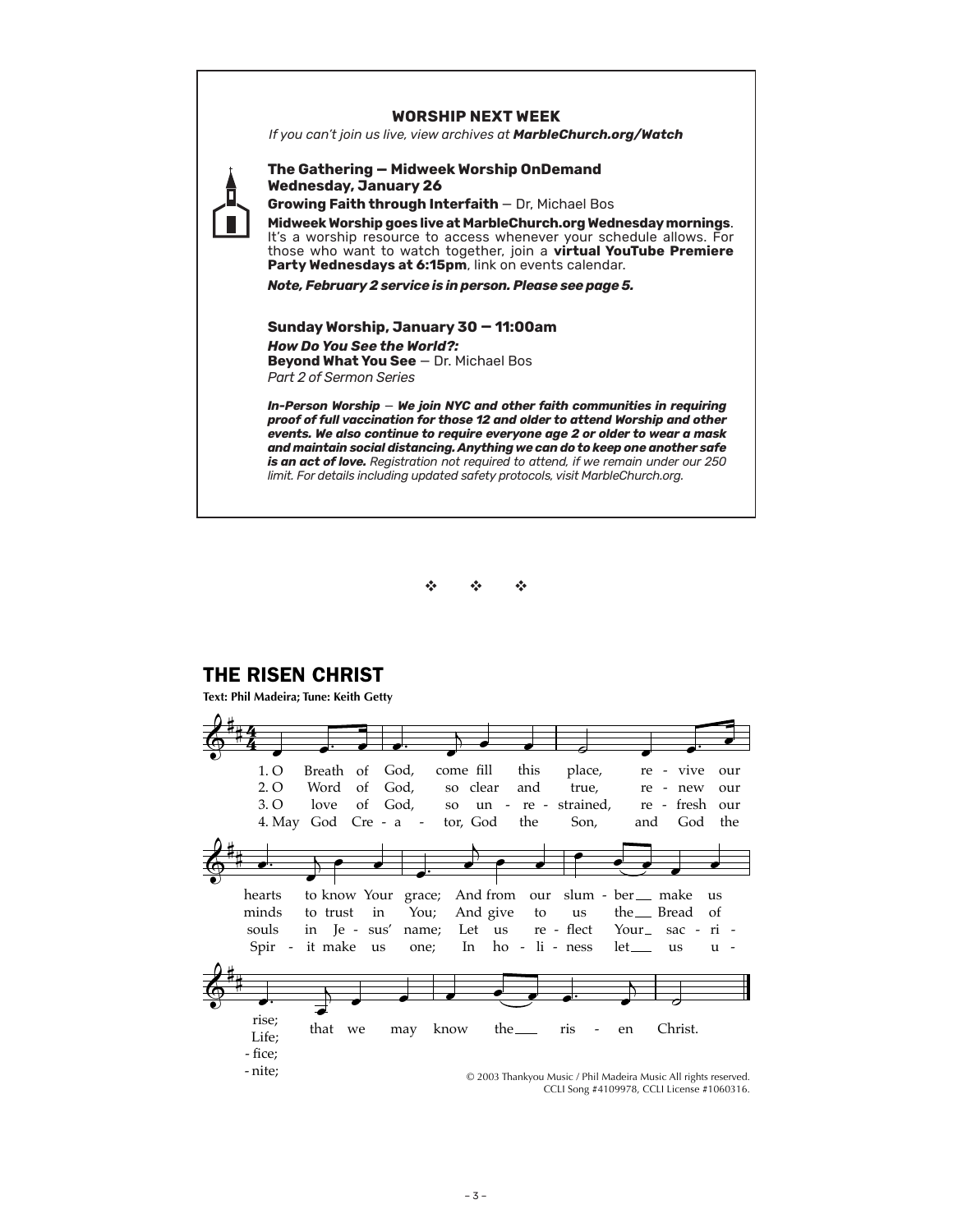### WORSHIP NEXT WEEK

*If you can't join us live, view archives at* ***MarbleChurch.org/Watch***

**The Gathering — Midweek Worship OnDemand**
**Wednesday, January 26**

**Growing Faith through Interfaith** — Dr, Michael Bos

**Midweek Worship goes live at MarbleChurch.org Wednesday mornings**. It's a worship resource to access whenever your schedule allows. For those who want to watch together, join a **virtual YouTube Premiere Party Wednesdays at 6:15pm**, link on events calendar.

***Note, February 2 service is in person. Please see page 5.***

**Sunday Worship, January 30 — 11:00am**
***How Do You See the World?:***
**Beyond What You See** — Dr. Michael Bos
*Part 2 of Sermon Series*

***In-Person Worship — We join NYC and other faith communities in requiring proof of full vaccination for those 12 and older to attend Worship and other events. We also continue to require everyone age 2 or older to wear a mask and maintain social distancing. Anything we can do to keep one another safe is an act of love.*** *Registration not required to attend, if we remain under our 250 limit. For details including updated safety protocols, visit MarbleChurch.org.*

❖ ❖ ❖

## THE RISEN CHRIST

**Text: Phil Madeira; Tune: Keith Getty**

1. O Breath of God, come fill this place, revive our hearts to know Your grace; And from our slumber make us rise; that we may know the risen Christ.

2. O Word of God, so clear and true, renew our minds to trust in You; And give to us the Bread of Life; that we may know the risen Christ.

3. O love of God, so unrestrained, refresh our souls in Jesus' name; Let us reflect Your sacrifice; that we may know the risen Christ.

4. May God Creator, God the Son, and God the Spirit make us one; In holiness let us unite; that we may know the risen Christ.

© 2003 Thankyou Music / Phil Madeira Music All rights reserved.
CCLI Song #4109978, CCLI License #1060316.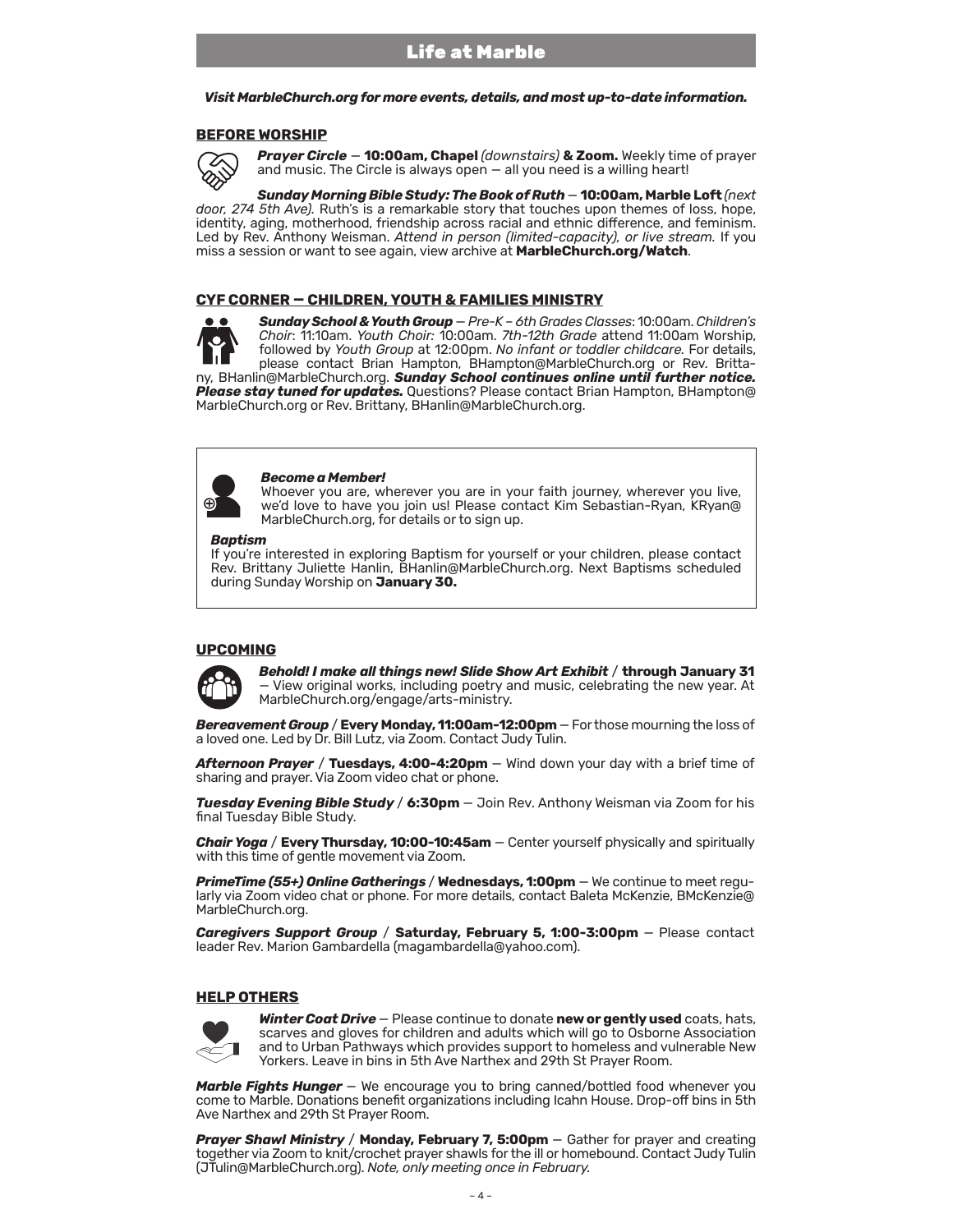# Life at Marble

***Visit MarbleChurch.org for more events, details, and most up-to-date information.***

## BEFORE WORSHIP

***Prayer Circle*** — **10:00am, Chapel** *(downstairs)* **& Zoom.** Weekly time of prayer and music. The Circle is always open — all you need is a willing heart!

***Sunday Morning Bible Study: The Book of Ruth*** — **10:00am, Marble Loft** *(next door, 274 5th Ave).* Ruth's is a remarkable story that touches upon themes of loss, hope, identity, aging, motherhood, friendship across racial and ethnic difference, and feminism. Led by Rev. Anthony Weisman. *Attend in person (limited-capacity), or live stream.* If you miss a session or want to see again, view archive at **MarbleChurch.org/Watch**.

## CYF CORNER — CHILDREN, YOUTH & FAMILIES MINISTRY

***Sunday School & Youth Group*** — *Pre-K – 6th Grades Classes*: 10:00am. *Children's Choir*: 11:10am. *Youth Choir:* 10:00am. *7th-12th Grade* attend 11:00am Worship, followed by *Youth Group* at 12:00pm. *No infant or toddler childcare.* For details, please contact Brian Hampton, BHampton@MarbleChurch.org or Rev. Brittany, BHanlin@MarbleChurch.org. ***Sunday School continues online until further notice. Please stay tuned for updates.*** Questions? Please contact Brian Hampton, BHampton@MarbleChurch.org or Rev. Brittany, BHanlin@MarbleChurch.org.

***Become a Member!***
Whoever you are, wherever you are in your faith journey, wherever you live, we'd love to have you join us! Please contact Kim Sebastian-Ryan, KRyan@MarbleChurch.org, for details or to sign up.

***Baptism***
If you're interested in exploring Baptism for yourself or your children, please contact Rev. Brittany Juliette Hanlin, BHanlin@MarbleChurch.org. Next Baptisms scheduled during Sunday Worship on **January 30.**

## UPCOMING

***Behold! I make all things new! Slide Show Art Exhibit*** / **through January 31** — View original works, including poetry and music, celebrating the new year. At MarbleChurch.org/engage/arts-ministry.

***Bereavement Group*** / **Every Monday, 11:00am-12:00pm** — For those mourning the loss of a loved one. Led by Dr. Bill Lutz, via Zoom. Contact Judy Tulin.

***Afternoon Prayer*** / **Tuesdays, 4:00-4:20pm** — Wind down your day with a brief time of sharing and prayer. Via Zoom video chat or phone.

***Tuesday Evening Bible Study*** / **6:30pm** — Join Rev. Anthony Weisman via Zoom for his final Tuesday Bible Study.

***Chair Yoga*** / **Every Thursday, 10:00-10:45am** — Center yourself physically and spiritually with this time of gentle movement via Zoom.

***PrimeTime (55+) Online Gatherings*** / **Wednesdays, 1:00pm** — We continue to meet regularly via Zoom video chat or phone. For more details, contact Baleta McKenzie, BMcKenzie@MarbleChurch.org.

***Caregivers Support Group*** / **Saturday, February 5, 1:00-3:00pm** — Please contact leader Rev. Marion Gambardella (magambardella@yahoo.com).

## HELP OTHERS

***Winter Coat Drive*** — Please continue to donate **new or gently used** coats, hats, scarves and gloves for children and adults which will go to Osborne Association and to Urban Pathways which provides support to homeless and vulnerable New Yorkers. Leave in bins in 5th Ave Narthex and 29th St Prayer Room.

***Marble Fights Hunger*** — We encourage you to bring canned/bottled food whenever you come to Marble. Donations benefit organizations including Icahn House. Drop-off bins in 5th Ave Narthex and 29th St Prayer Room.

***Prayer Shawl Ministry*** / **Monday, February 7, 5:00pm** — Gather for prayer and creating together via Zoom to knit/crochet prayer shawls for the ill or homebound. Contact Judy Tulin (JTulin@MarbleChurch.org). *Note, only meeting once in February.*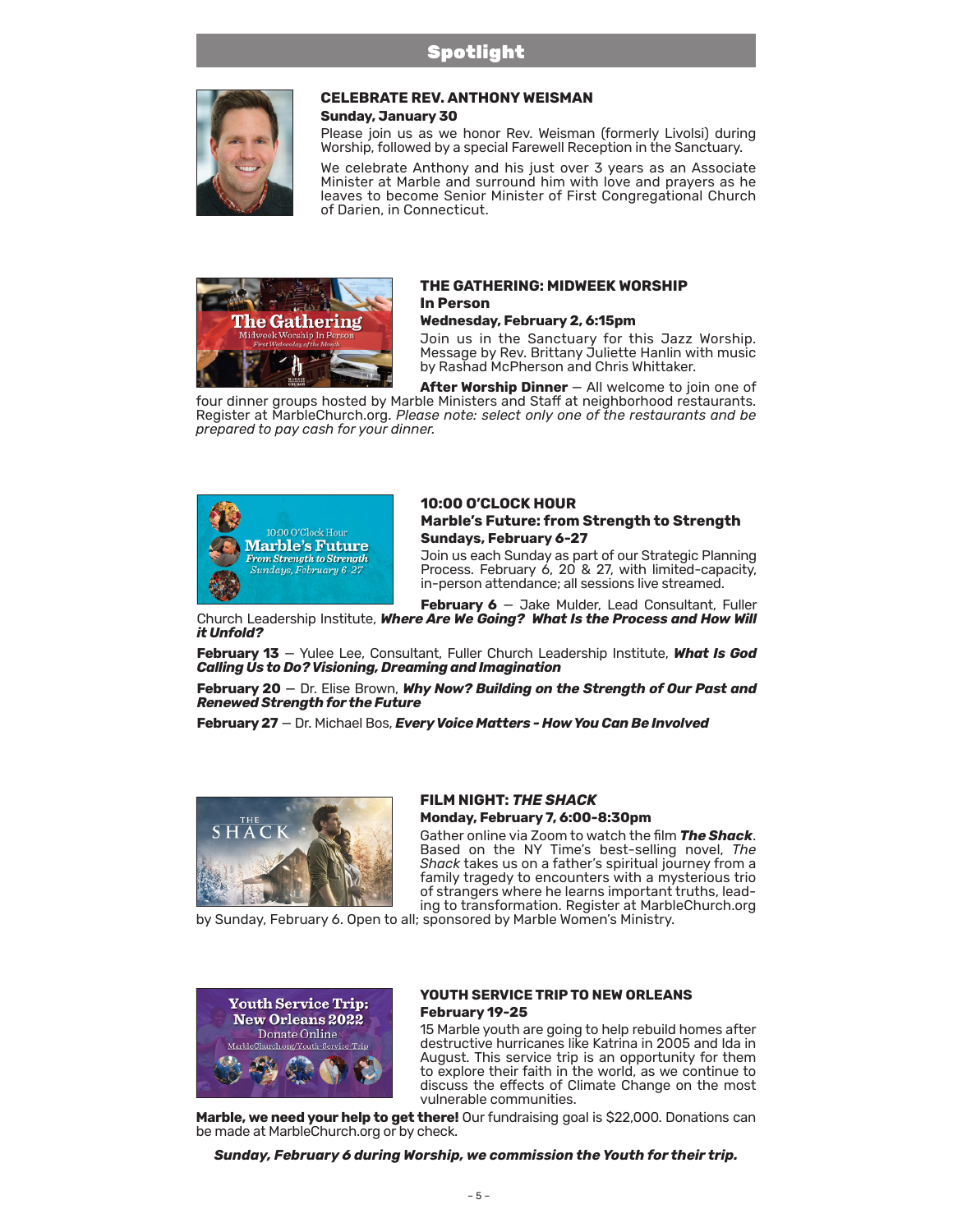## Spotlight

### CELEBRATE REV. ANTHONY WEISMAN

**Sunday, January 30**

Please join us as we honor Rev. Weisman (formerly Livolsi) during Worship, followed by a special Farewell Reception in the Sanctuary.

We celebrate Anthony and his just over 3 years as an Associate Minister at Marble and surround him with love and prayers as he leaves to become Senior Minister of First Congregational Church of Darien, in Connecticut.

### THE GATHERING: MIDWEEK WORSHIP

**In Person**

**Wednesday, February 2, 6:15pm**

Join us in the Sanctuary for this Jazz Worship. Message by Rev. Brittany Juliette Hanlin with music by Rashad McPherson and Chris Whittaker.

**After Worship Dinner** — All welcome to join one of four dinner groups hosted by Marble Ministers and Staff at neighborhood restaurants. Register at MarbleChurch.org. *Please note: select only one of the restaurants and be prepared to pay cash for your dinner.*

### 10:00 O'CLOCK HOUR

**Marble's Future: from Strength to Strength**

**Sundays, February 6-27**

Join us each Sunday as part of our Strategic Planning Process. February 6, 20 & 27, with limited-capacity, in-person attendance; all sessions live streamed.

**February 6** — Jake Mulder, Lead Consultant, Fuller Church Leadership Institute, ***Where Are We Going? What Is the Process and How Will it Unfold?***

**February 13** — Yulee Lee, Consultant, Fuller Church Leadership Institute, ***What Is God Calling Us to Do? Visioning, Dreaming and Imagination***

**February 20** — Dr. Elise Brown, ***Why Now? Building on the Strength of Our Past and Renewed Strength for the Future***

**February 27** — Dr. Michael Bos, ***Every Voice Matters - How You Can Be Involved***

### FILM NIGHT: *THE SHACK*

**Monday, February 7, 6:00-8:30pm**

Gather online via Zoom to watch the film ***The Shack***. Based on the NY Time's best-selling novel, *The Shack* takes us on a father's spiritual journey from a family tragedy to encounters with a mysterious trio of strangers where he learns important truths, leading to transformation. Register at MarbleChurch.org by Sunday, February 6. Open to all; sponsored by Marble Women's Ministry.

### YOUTH SERVICE TRIP TO NEW ORLEANS

**February 19-25**

15 Marble youth are going to help rebuild homes after destructive hurricanes like Katrina in 2005 and Ida in August. This service trip is an opportunity for them to explore their faith in the world, as we continue to discuss the effects of Climate Change on the most vulnerable communities.

**Marble, we need your help to get there!** Our fundraising goal is $22,000. Donations can be made at MarbleChurch.org or by check.

***Sunday, February 6 during Worship, we commission the Youth for their trip.***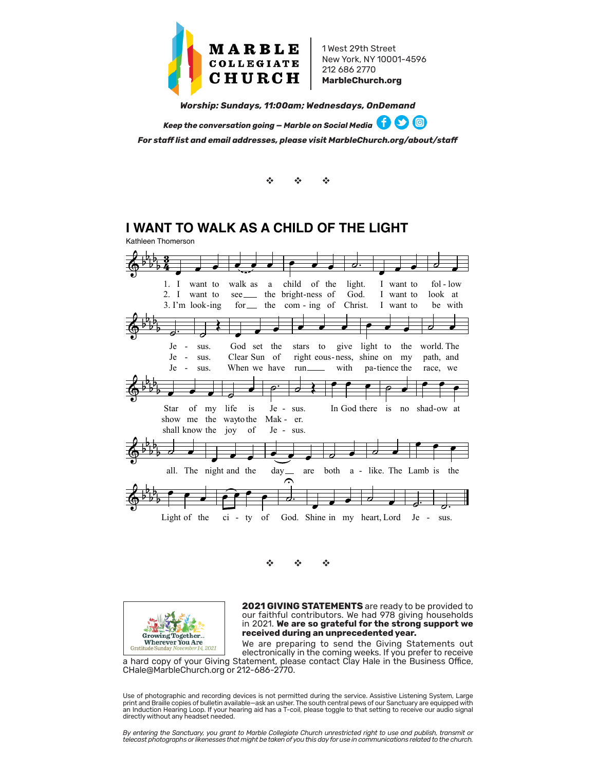**MARBLE COLLEGIATE CHURCH**

1 West 29th Street
New York, NY 10001-4596
212 686 2770
**MarbleChurch.org**

***Worship: Sundays, 11:00am; Wednesdays, OnDemand***

***Keep the conversation going – Marble on Social Media***

***For staff list and email addresses, please visit MarbleChurch.org/about/staff***

❖ ❖ ❖

## I WANT TO WALK AS A CHILD OF THE LIGHT

Kathleen Thomerson

1. I want to walk as a child of the light. I want to follow Jesus. God set the stars to give light to the world. The Star of my life is Jesus.

2. I want to see the brightness of God. I want to look at Jesus. Clear Sun of righteousness, shine on my path, and show me the way to the Maker.

3. I'm looking for the coming of Christ. I want to be with Jesus. When we have run with patience the race, we shall know the joy of Jesus.

In God there is no shadow at all. The night and the day are both alike. The Lamb is the Light of the city of God. Shine in my heart, Lord Jesus.

❖ ❖ ❖

Growing Together... Wherever You Are
Gratitude Sunday *November 14, 2021*

**2021 GIVING STATEMENTS** are ready to be provided to our faithful contributors. We had 978 giving households in 2021. **We are so grateful for the strong support we received during an unprecedented year.**

We are preparing to send the Giving Statements out electronically in the coming weeks. If you prefer to receive a hard copy of your Giving Statement, please contact Clay Hale in the Business Office, CHale@MarbleChurch.org or 212-686-2770.

Use of photographic and recording devices is not permitted during the service. Assistive Listening System, Large print and Braille copies of bulletin available—ask an usher. The south central pews of our Sanctuary are equipped with an Induction Hearing Loop. If your hearing aid has a T-coil, please toggle to that setting to receive our audio signal directly without any headset needed.

*By entering the Sanctuary, you grant to Marble Collegiate Church unrestricted right to use and publish, transmit or telecast photographs or likenesses that might be taken of you this day for use in communications related to the church.*